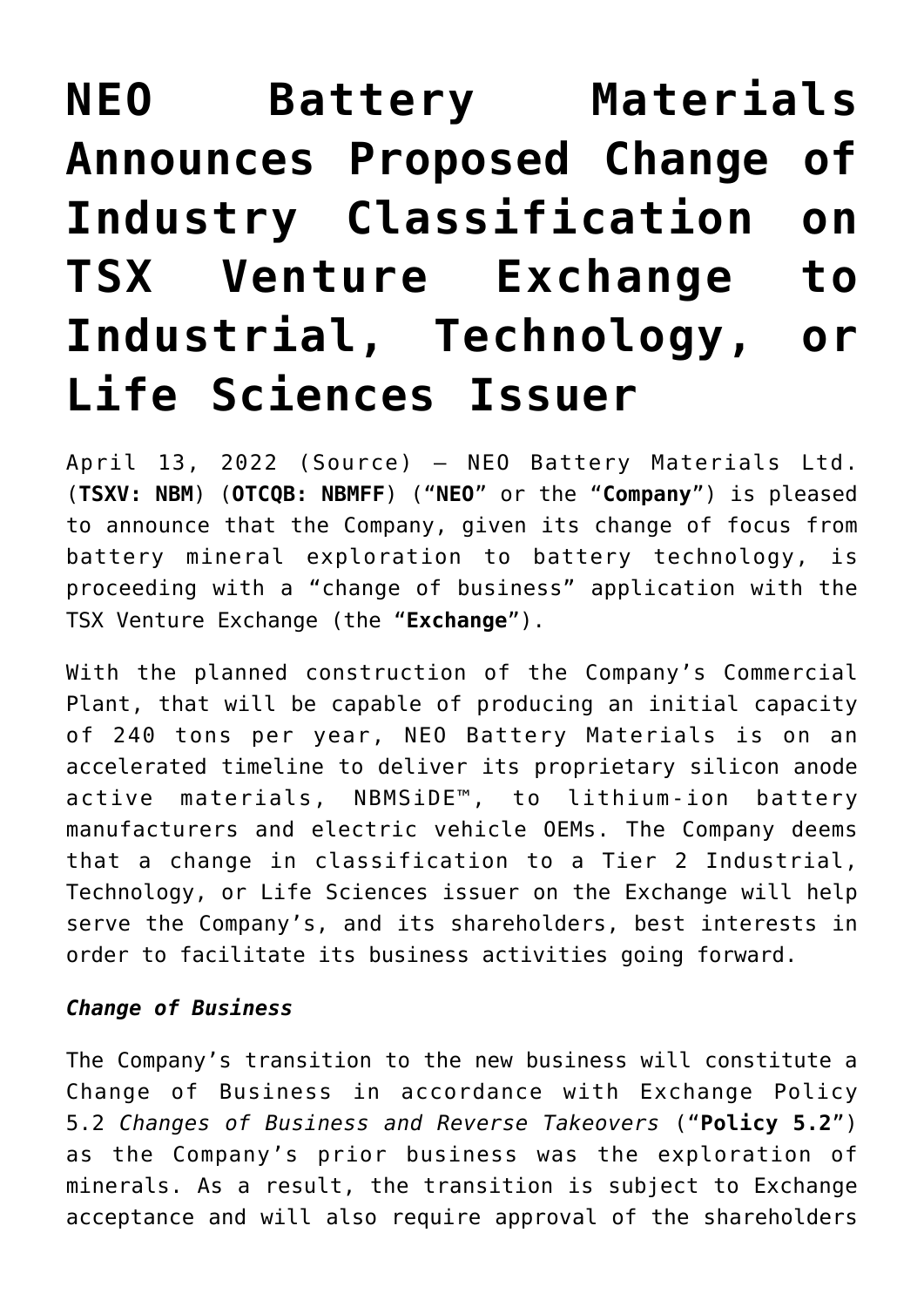# NEO Battery Materials Announces Proposed Change of Industry Classification on TSX Venture Exchange to Industrial, Technology, or Life Sciences Issuer

April 13, 2022 (Source) – NEO Battery Materials Ltd. (**TSXV: NBM**) (**OTCQB: NBMFF**) ("**NEO**" or the "**Company**") is pleased to announce that the Company, given its change of focus from battery mineral exploration to battery technology, is proceeding with a "change of business" application with the TSX Venture Exchange (the "**Exchange**").

With the planned construction of the Company's Commercial Plant, that will be capable of producing an initial capacity of 240 tons per year, NEO Battery Materials is on an accelerated timeline to deliver its proprietary silicon anode active materials, NBMSiDE™, to lithium-ion battery manufacturers and electric vehicle OEMs. The Company deems that a change in classification to a Tier 2 Industrial, Technology, or Life Sciences issuer on the Exchange will help serve the Company's, and its shareholders, best interests in order to facilitate its business activities going forward.

***Change of Business***

The Company's transition to the new business will constitute a Change of Business in accordance with Exchange Policy 5.2 *Changes of Business and Reverse Takeovers* ("**Policy 5.2**") as the Company's prior business was the exploration of minerals. As a result, the transition is subject to Exchange acceptance and will also require approval of the shareholders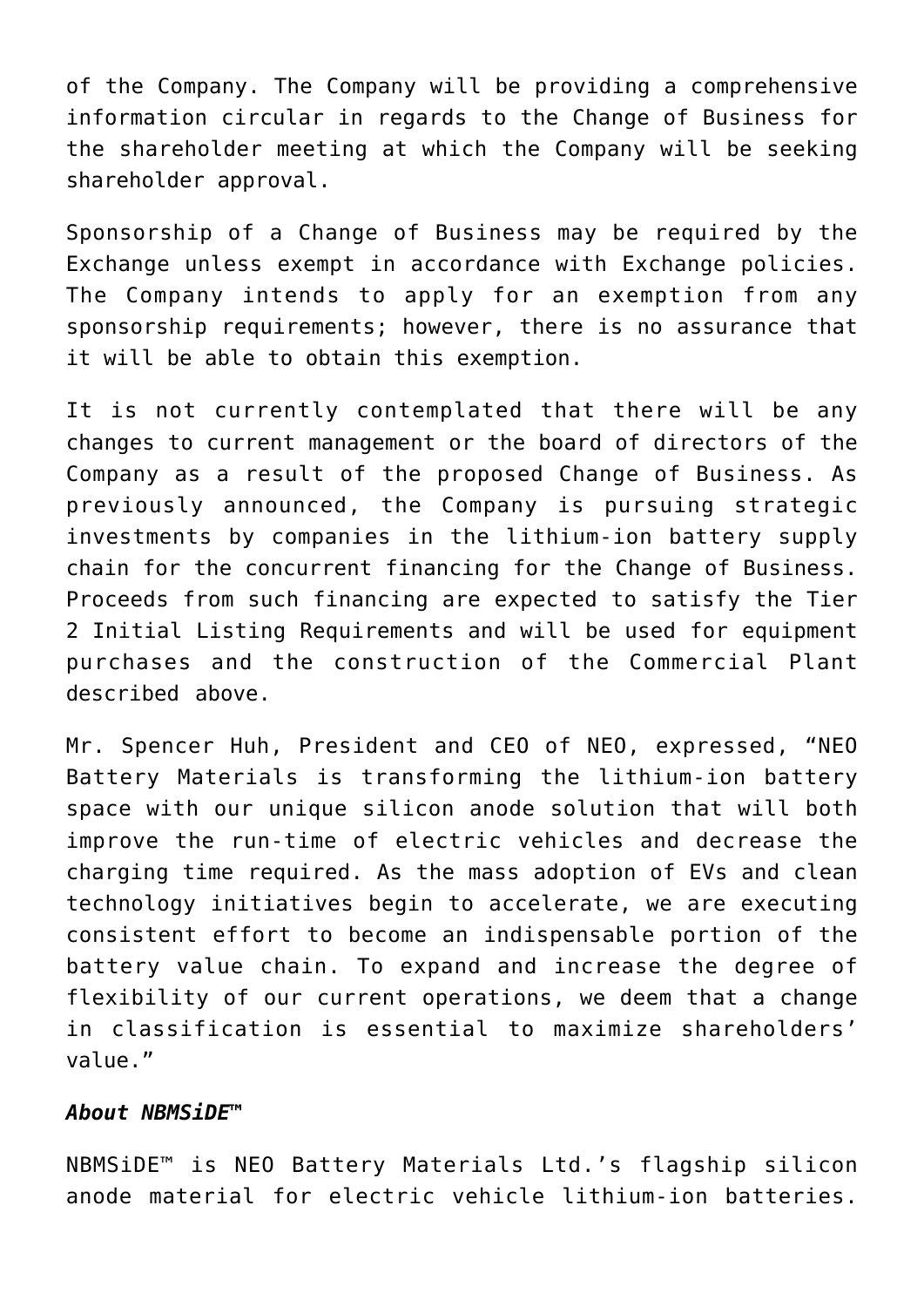of the Company. The Company will be providing a comprehensive information circular in regards to the Change of Business for the shareholder meeting at which the Company will be seeking shareholder approval.

Sponsorship of a Change of Business may be required by the Exchange unless exempt in accordance with Exchange policies. The Company intends to apply for an exemption from any sponsorship requirements; however, there is no assurance that it will be able to obtain this exemption.

It is not currently contemplated that there will be any changes to current management or the board of directors of the Company as a result of the proposed Change of Business. As previously announced, the Company is pursuing strategic investments by companies in the lithium-ion battery supply chain for the concurrent financing for the Change of Business. Proceeds from such financing are expected to satisfy the Tier 2 Initial Listing Requirements and will be used for equipment purchases and the construction of the Commercial Plant described above.

Mr. Spencer Huh, President and CEO of NEO, expressed, "NEO Battery Materials is transforming the lithium-ion battery space with our unique silicon anode solution that will both improve the run-time of electric vehicles and decrease the charging time required. As the mass adoption of EVs and clean technology initiatives begin to accelerate, we are executing consistent effort to become an indispensable portion of the battery value chain. To expand and increase the degree of flexibility of our current operations, we deem that a change in classification is essential to maximize shareholders' value."

***About NBMSiDE™***

NBMSiDE™ is NEO Battery Materials Ltd.'s flagship silicon anode material for electric vehicle lithium-ion batteries.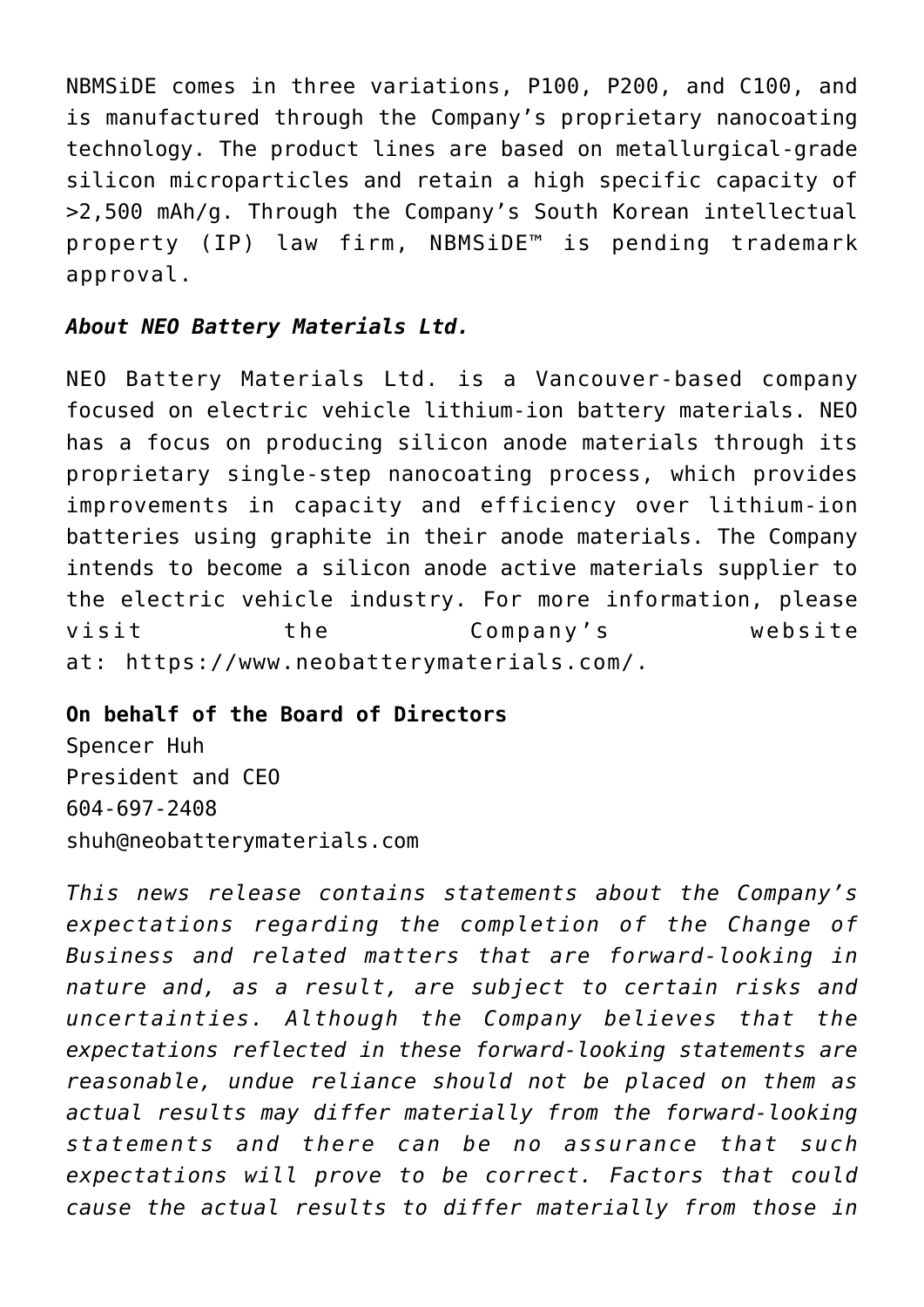NBMSiDE comes in three variations, P100, P200, and C100, and is manufactured through the Company's proprietary nanocoating technology. The product lines are based on metallurgical-grade silicon microparticles and retain a high specific capacity of >2,500 mAh/g. Through the Company's South Korean intellectual property (IP) law firm, NBMSiDE™ is pending trademark approval.

***About NEO Battery Materials Ltd.***

NEO Battery Materials Ltd. is a Vancouver-based company focused on electric vehicle lithium-ion battery materials. NEO has a focus on producing silicon anode materials through its proprietary single-step nanocoating process, which provides improvements in capacity and efficiency over lithium-ion batteries using graphite in their anode materials. The Company intends to become a silicon anode active materials supplier to the electric vehicle industry. For more information, please visit the Company's website at: https://www.neobatterymaterials.com/.

**On behalf of the Board of Directors**
Spencer Huh
President and CEO
604-697-2408
shuh@neobatterymaterials.com

*This news release contains statements about the Company's expectations regarding the completion of the Change of Business and related matters that are forward-looking in nature and, as a result, are subject to certain risks and uncertainties. Although the Company believes that the expectations reflected in these forward-looking statements are reasonable, undue reliance should not be placed on them as actual results may differ materially from the forward-looking statements and there can be no assurance that such expectations will prove to be correct. Factors that could cause the actual results to differ materially from those in*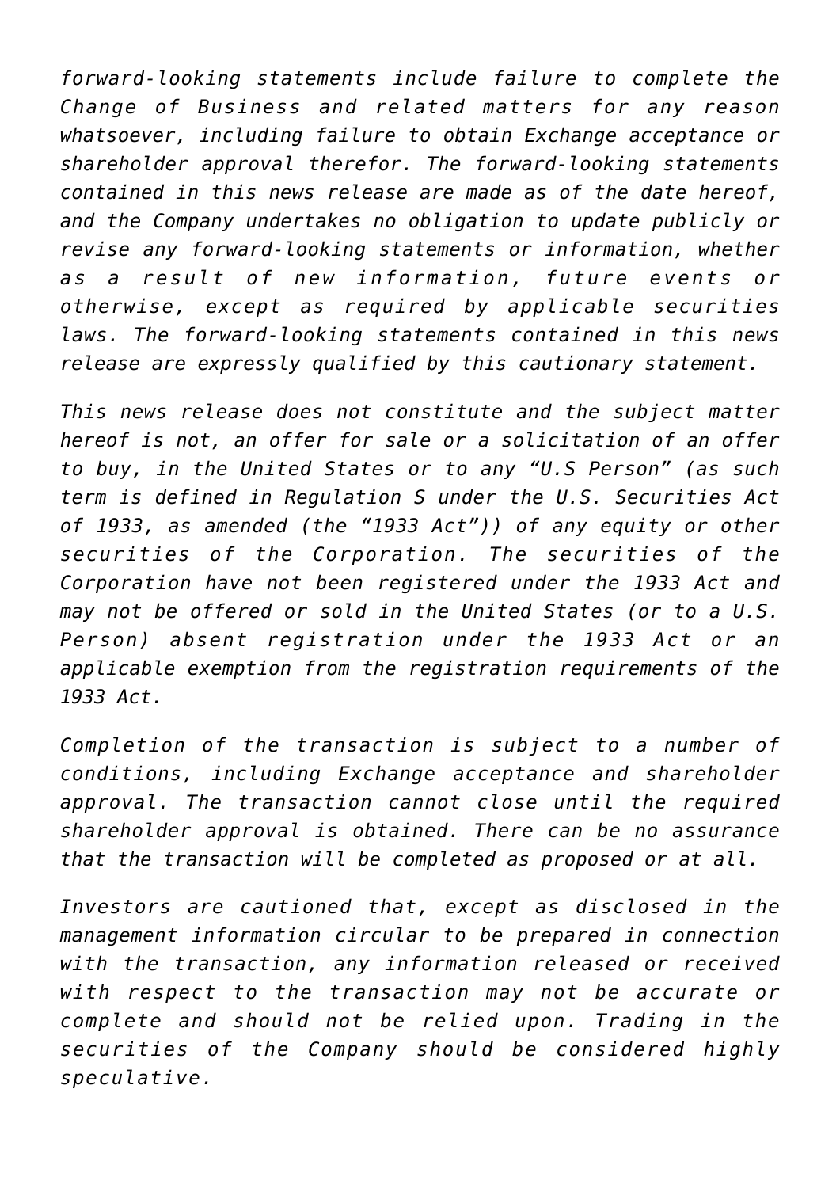*forward-looking statements include failure to complete the Change of Business and related matters for any reason whatsoever, including failure to obtain Exchange acceptance or shareholder approval therefor. The forward-looking statements contained in this news release are made as of the date hereof, and the Company undertakes no obligation to update publicly or revise any forward-looking statements or information, whether as a result of new information, future events or otherwise, except as required by applicable securities laws. The forward-looking statements contained in this news release are expressly qualified by this cautionary statement.*

*This news release does not constitute and the subject matter hereof is not, an offer for sale or a solicitation of an offer to buy, in the United States or to any "U.S Person" (as such term is defined in Regulation S under the U.S. Securities Act of 1933, as amended (the "1933 Act")) of any equity or other securities of the Corporation. The securities of the Corporation have not been registered under the 1933 Act and may not be offered or sold in the United States (or to a U.S. Person) absent registration under the 1933 Act or an applicable exemption from the registration requirements of the 1933 Act.*

*Completion of the transaction is subject to a number of conditions, including Exchange acceptance and shareholder approval. The transaction cannot close until the required shareholder approval is obtained. There can be no assurance that the transaction will be completed as proposed or at all.*

*Investors are cautioned that, except as disclosed in the management information circular to be prepared in connection with the transaction, any information released or received with respect to the transaction may not be accurate or complete and should not be relied upon. Trading in the securities of the Company should be considered highly speculative.*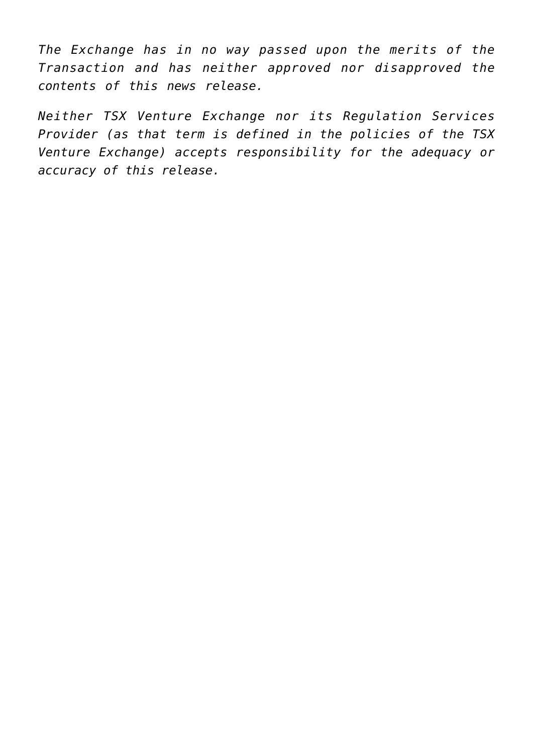*The Exchange has in no way passed upon the merits of the Transaction and has neither approved nor disapproved the contents of this news release.*

*Neither TSX Venture Exchange nor its Regulation Services Provider (as that term is defined in the policies of the TSX Venture Exchange) accepts responsibility for the adequacy or accuracy of this release.*